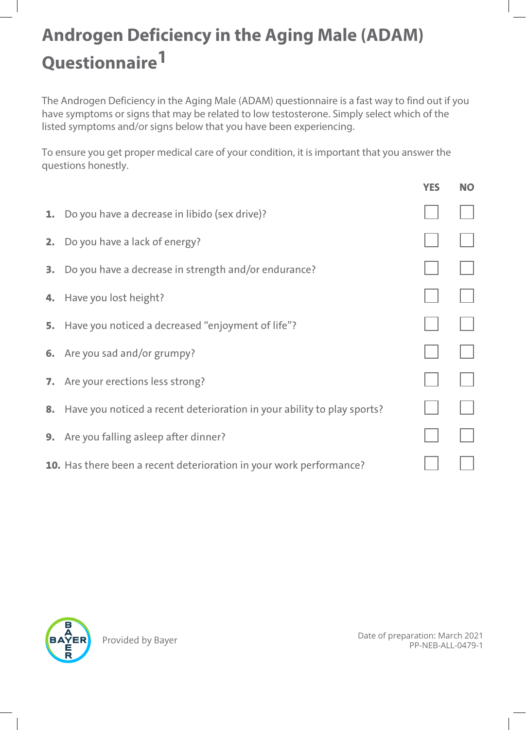# Androgen Deficiency in the Aging Male (ADAM) Questionnaire[1]

The Androgen Deficiency in the Aging Male (ADAM) questionnaire is a fast way to find out if you have symptoms or signs that may be related to low testosterone. Simply select which of the listed symptoms and/or signs below that you have been experiencing.

To ensure you get proper medical care of your condition, it is important that you answer the questions honestly.

| | | YES | NO |
|---|---|---|---|
| **1.** | Do you have a decrease in libido (sex drive)? | ☐ | ☐ |
| **2.** | Do you have a lack of energy? | ☐ | ☐ |
| **3.** | Do you have a decrease in strength and/or endurance? | ☐ | ☐ |
| **4.** | Have you lost height? | ☐ | ☐ |
| **5.** | Have you noticed a decreased "enjoyment of life"? | ☐ | ☐ |
| **6.** | Are you sad and/or grumpy? | ☐ | ☐ |
| **7.** | Are your erections less strong? | ☐ | ☐ |
| **8.** | Have you noticed a recent deterioration in your ability to play sports? | ☐ | ☐ |
| **9.** | Are you falling asleep after dinner? | ☐ | ☐ |
| **10.** | Has there been a recent deterioration in your work performance? | ☐ | ☐ |

Provided by Bayer

Date of preparation: March 2021
PP-NEB-ALL-0479-1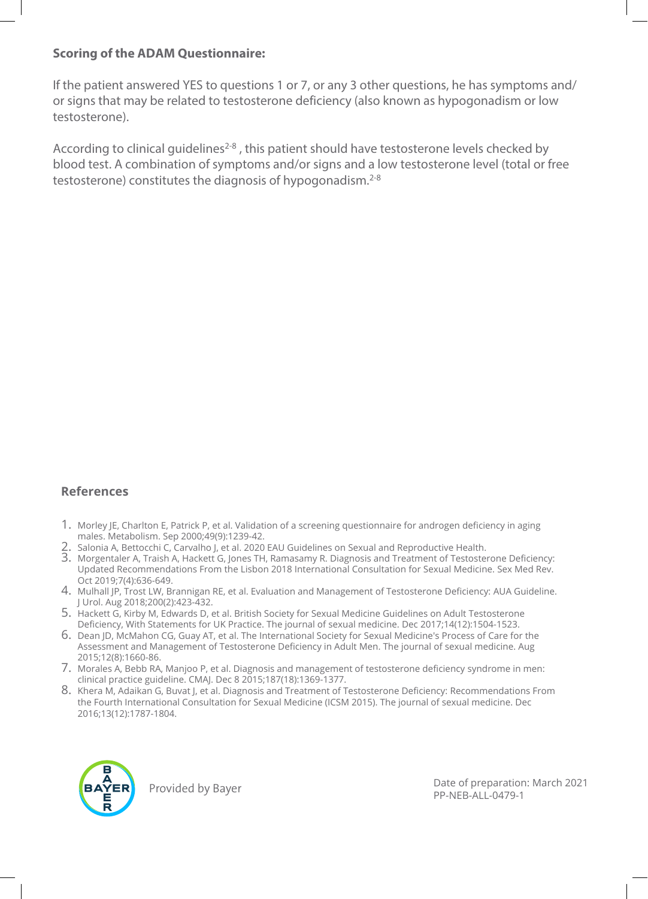**Scoring of the ADAM Questionnaire:**

If the patient answered YES to questions 1 or 7, or any 3 other questions, he has symptoms and/or signs that may be related to testosterone deficiency (also known as hypogonadism or low testosterone).

According to clinical guidelines[2-8], this patient should have testosterone levels checked by blood test. A combination of symptoms and/or signs and a low testosterone level (total or free testosterone) constitutes the diagnosis of hypogonadism.[2-8]

## References

1. Morley JE, Charlton E, Patrick P, et al. Validation of a screening questionnaire for androgen deficiency in aging males. Metabolism. Sep 2000;49(9):1239-42.
2. Salonia A, Bettocchi C, Carvalho J, et al. 2020 EAU Guidelines on Sexual and Reproductive Health.
3. Morgentaler A, Traish A, Hackett G, Jones TH, Ramasamy R. Diagnosis and Treatment of Testosterone Deficiency: Updated Recommendations From the Lisbon 2018 International Consultation for Sexual Medicine. Sex Med Rev. Oct 2019;7(4):636-649.
4. Mulhall JP, Trost LW, Brannigan RE, et al. Evaluation and Management of Testosterone Deficiency: AUA Guideline. J Urol. Aug 2018;200(2):423-432.
5. Hackett G, Kirby M, Edwards D, et al. British Society for Sexual Medicine Guidelines on Adult Testosterone Deficiency, With Statements for UK Practice. The journal of sexual medicine. Dec 2017;14(12):1504-1523.
6. Dean JD, McMahon CG, Guay AT, et al. The International Society for Sexual Medicine's Process of Care for the Assessment and Management of Testosterone Deficiency in Adult Men. The journal of sexual medicine. Aug 2015;12(8):1660-86.
7. Morales A, Bebb RA, Manjoo P, et al. Diagnosis and management of testosterone deficiency syndrome in men: clinical practice guideline. CMAJ. Dec 8 2015;187(18):1369-1377.
8. Khera M, Adaikan G, Buvat J, et al. Diagnosis and Treatment of Testosterone Deficiency: Recommendations From the Fourth International Consultation for Sexual Medicine (ICSM 2015). The journal of sexual medicine. Dec 2016;13(12):1787-1804.

Provided by Bayer

Date of preparation: March 2021
PP-NEB-ALL-0479-1